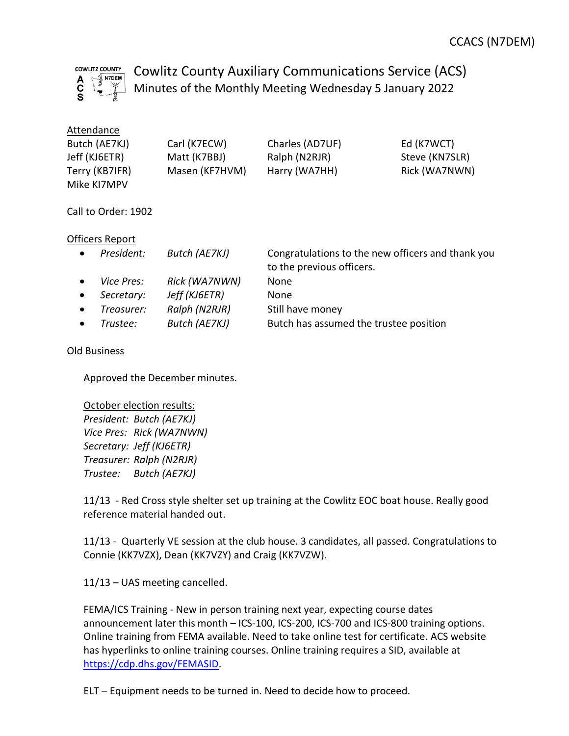CCACS (N7DEM)

# Cowlitz County Auxiliary Communications Service (ACS)

## Minutes of the Monthly Meeting Wednesday 5 January 2022

### Attendance

| | | | |
|---|---|---|---|
| Butch (AE7KJ) | Carl (K7ECW) | Charles (AD7UF) | Ed (K7WCT) |
| Jeff (KJ6ETR) | Matt (K7BBJ) | Ralph (N2RJR) | Steve (KN7SLR) |
| Terry (KB7IFR) | Masen (KF7HVM) | Harry (WA7HH) | Rick (WA7NWN) |
| Mike KI7MPV | | | |

Call to Order: 1902

### Officers Report

- *President:* *Butch (AE7KJ)* — Congratulations to the new officers and thank you to the previous officers.
- *Vice Pres:* *Rick (WA7NWN)* — None
- *Secretary:* *Jeff (KJ6ETR)* — None
- *Treasurer:* *Ralph (N2RJR)* — Still have money
- *Trustee:* *Butch (AE7KJ)* — Butch has assumed the trustee position

### Old Business

Approved the December minutes.

October election results:
*President: Butch (AE7KJ)*
*Vice Pres: Rick (WA7NWN)*
*Secretary: Jeff (KJ6ETR)*
*Treasurer: Ralph (N2RJR)*
*Trustee: Butch (AE7KJ)*

11/13 - Red Cross style shelter set up training at the Cowlitz EOC boat house. Really good reference material handed out.

11/13 - Quarterly VE session at the club house. 3 candidates, all passed. Congratulations to Connie (KK7VZX), Dean (KK7VZY) and Craig (KK7VZW).

11/13 – UAS meeting cancelled.

FEMA/ICS Training - New in person training next year, expecting course dates announcement later this month – ICS-100, ICS-200, ICS-700 and ICS-800 training options. Online training from FEMA available. Need to take online test for certificate. ACS website has hyperlinks to online training courses. Online training requires a SID, available at https://cdp.dhs.gov/FEMASID.

ELT – Equipment needs to be turned in. Need to decide how to proceed.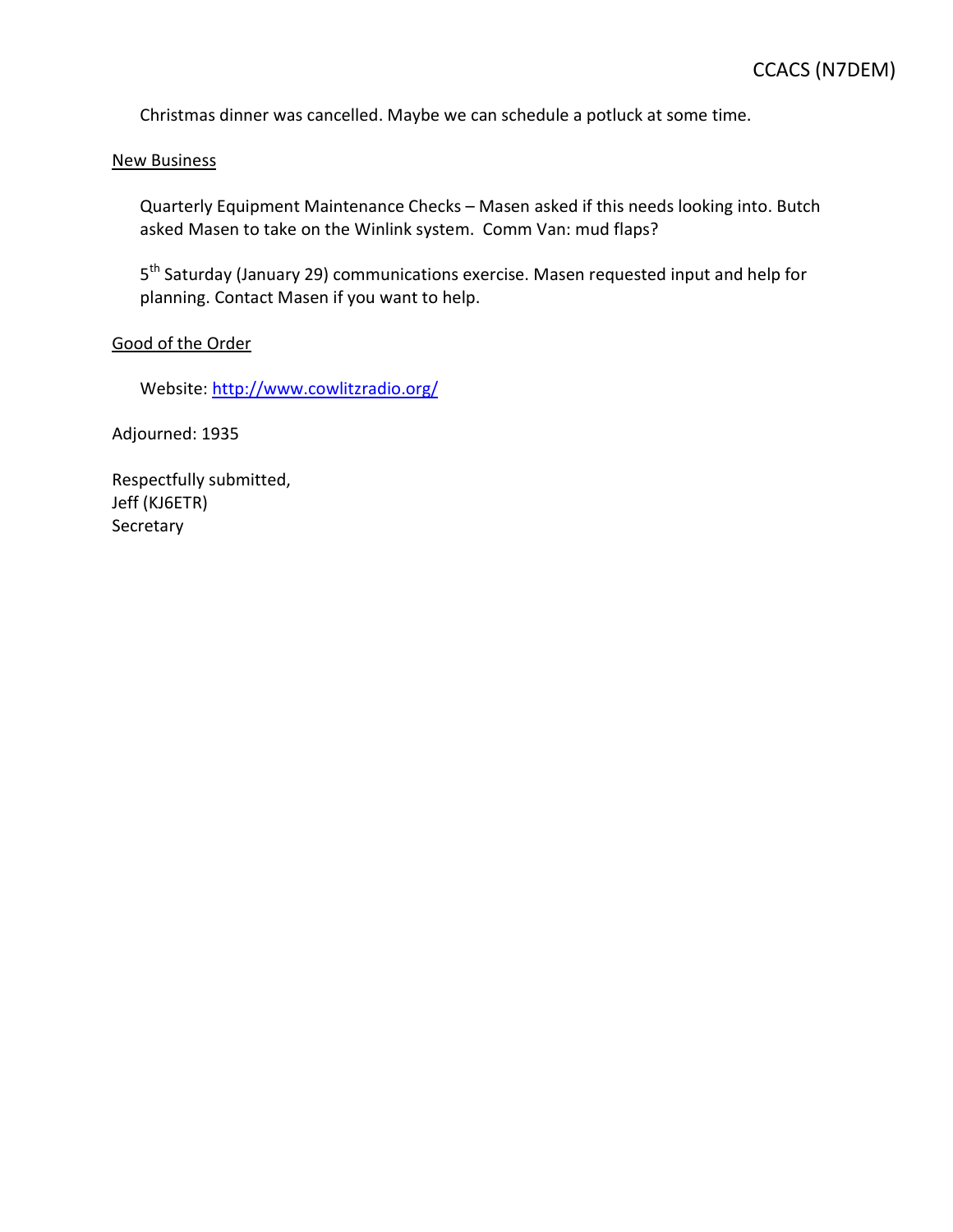Christmas dinner was cancelled. Maybe we can schedule a potluck at some time.

New Business

Quarterly Equipment Maintenance Checks – Masen asked if this needs looking into. Butch asked Masen to take on the Winlink system. Comm Van: mud flaps?

5th Saturday (January 29) communications exercise. Masen requested input and help for planning. Contact Masen if you want to help.

Good of the Order

Website: [http://www.cowlitzradio.org/](http://www.cowlitzradio.org/)

Adjourned: 1935

Respectfully submitted,
Jeff (KJ6ETR)
Secretary